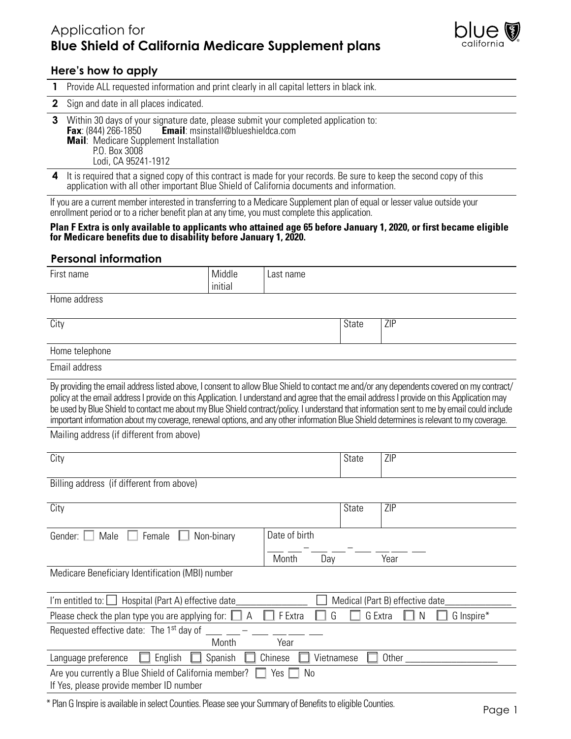# Application for
# **Blue Shield of California Medicare Supplement plans**

## Here's how to apply

**1** Provide ALL requested information and print clearly in all capital letters in black ink.

**2** Sign and date in all places indicated.

**3** Within 30 days of your signature date, please submit your completed application to:
**Fax**: (844) 266-1850 **Email**: msinstall@blueshieldca.com
**Mail**: Medicare Supplement Installation
P.O. Box 3008
Lodi, CA 95241-1912

**4** It is required that a signed copy of this contract is made for your records. Be sure to keep the second copy of this application with all other important Blue Shield of California documents and information.

If you are a current member interested in transferring to a Medicare Supplement plan of equal or lesser value outside your enrollment period or to a richer benefit plan at any time, you must complete this application.

**Plan F Extra is only available to applicants who attained age 65 before January 1, 2020, or first became eligible for Medicare benefits due to disability before January 1, 2020.**

## Personal information

| First name | Middle initial | Last name |
|---|---|---|
| | | |

Home address

| City | State | ZIP |
|---|---|---|
| | | |

Home telephone

Email address

By providing the email address listed above, I consent to allow Blue Shield to contact me and/or any dependents covered on my contract/policy at the email address I provide on this Application. I understand and agree that the email address I provide on this Application may be used by Blue Shield to contact me about my Blue Shield contract/policy. I understand that information sent to me by email could include important information about my coverage, renewal options, and any other information Blue Shield determines is relevant to my coverage.

Mailing address (if different from above)

| City | State | ZIP |
|---|---|---|
| | | |

Billing address (if different from above)

| City | State | ZIP |
|---|---|---|
| | | |

Gender: ☐ Male ☐ Female ☐ Non-binary

Date of birth ___ ___ – ___ ___ – ___ ___ ___ ___
Month Day Year

Medicare Beneficiary Identification (MBI) number

I'm entitled to: ☐ Hospital (Part A) effective date_______________ ☐ Medical (Part B) effective date______________

Please check the plan type you are applying for: ☐ A ☐ F Extra ☐ G ☐ G Extra ☐ N ☐ G Inspire*

Requested effective date: The 1st day of ___ ___ – ___ ___ ___ ___
Month Year

Language preference ☐ English ☐ Spanish ☐ Chinese ☐ Vietnamese ☐ Other ___________________

Are you currently a Blue Shield of California member? ☐ Yes ☐ No
If Yes, please provide member ID number

* Plan G Inspire is available in select Counties. Please see your Summary of Benefits to eligible Counties.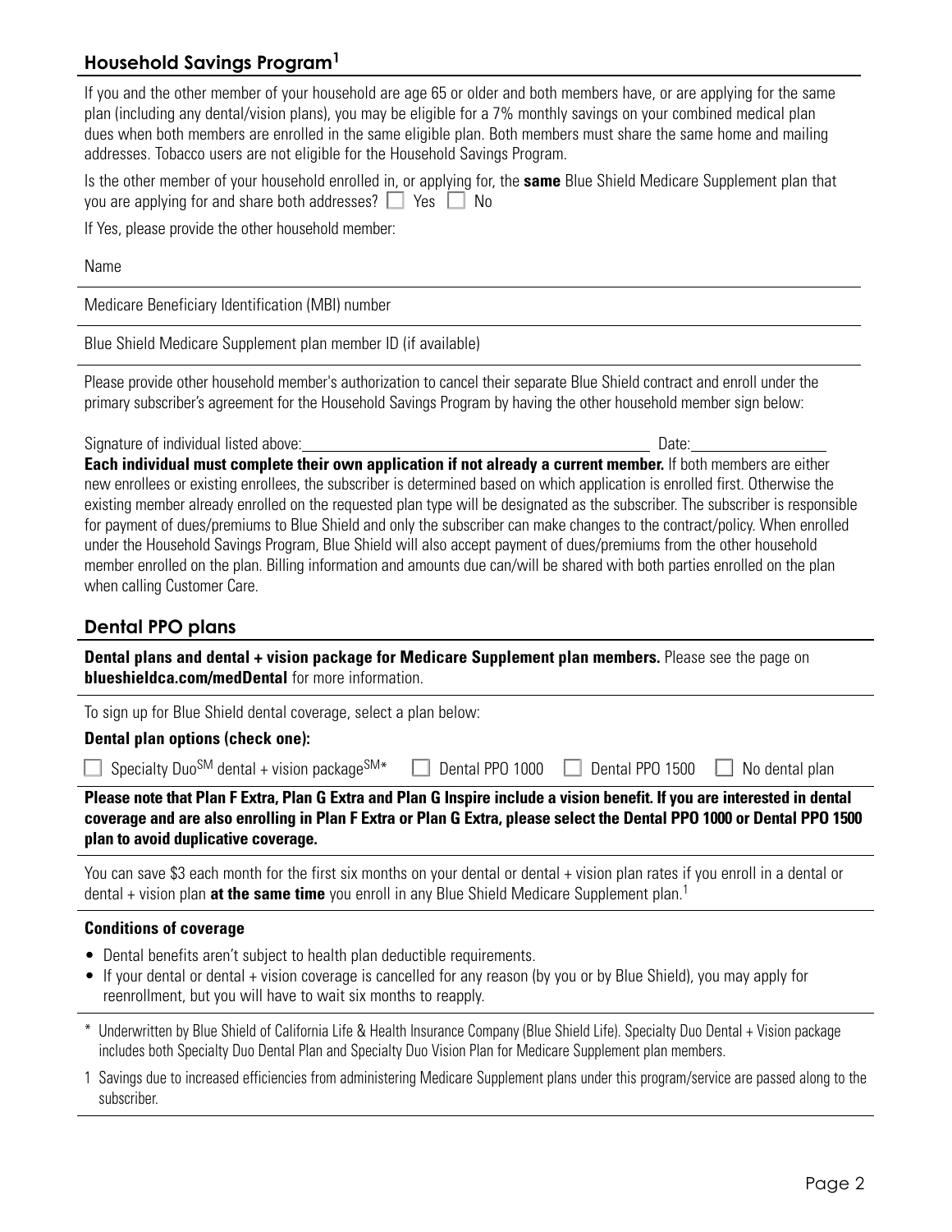## Household Savings Program[1]

If you and the other member of your household are age 65 or older and both members have, or are applying for the same plan (including any dental/vision plans), you may be eligible for a 7% monthly savings on your combined medical plan dues when both members are enrolled in the same eligible plan. Both members must share the same home and mailing addresses. Tobacco users are not eligible for the Household Savings Program.

Is the other member of your household enrolled in, or applying for, the **same** Blue Shield Medicare Supplement plan that you are applying for and share both addresses? ☐ Yes ☐ No

If Yes, please provide the other household member:

Name

Medicare Beneficiary Identification (MBI) number

Blue Shield Medicare Supplement plan member ID (if available)

Please provide other household member's authorization to cancel their separate Blue Shield contract and enroll under the primary subscriber's agreement for the Household Savings Program by having the other household member sign below:

Signature of individual listed above:______________________________ Date:____________

**Each individual must complete their own application if not already a current member.** If both members are either new enrollees or existing enrollees, the subscriber is determined based on which application is enrolled first. Otherwise the existing member already enrolled on the requested plan type will be designated as the subscriber. The subscriber is responsible for payment of dues/premiums to Blue Shield and only the subscriber can make changes to the contract/policy. When enrolled under the Household Savings Program, Blue Shield will also accept payment of dues/premiums from the other household member enrolled on the plan. Billing information and amounts due can/will be shared with both parties enrolled on the plan when calling Customer Care.

## Dental PPO plans

**Dental plans and dental + vision package for Medicare Supplement plan members.** Please see the page on **blueshieldca.com/medDental** for more information.

To sign up for Blue Shield dental coverage, select a plan below:

**Dental plan options (check one):**

☐ Specialty Duo℠ dental + vision package℠* ☐ Dental PPO 1000 ☐ Dental PPO 1500 ☐ No dental plan

**Please note that Plan F Extra, Plan G Extra and Plan G Inspire include a vision benefit. If you are interested in dental coverage and are also enrolling in Plan F Extra or Plan G Extra, please select the Dental PPO 1000 or Dental PPO 1500 plan to avoid duplicative coverage.**

You can save $3 each month for the first six months on your dental or dental + vision plan rates if you enroll in a dental or dental + vision plan **at the same time** you enroll in any Blue Shield Medicare Supplement plan.[1]

**Conditions of coverage**

- Dental benefits aren't subject to health plan deductible requirements.
- If your dental or dental + vision coverage is cancelled for any reason (by you or by Blue Shield), you may apply for reenrollment, but you will have to wait six months to reapply.

\* Underwritten by Blue Shield of California Life & Health Insurance Company (Blue Shield Life). Specialty Duo Dental + Vision package includes both Specialty Duo Dental Plan and Specialty Duo Vision Plan for Medicare Supplement plan members.

1 Savings due to increased efficiencies from administering Medicare Supplement plans under this program/service are passed along to the subscriber.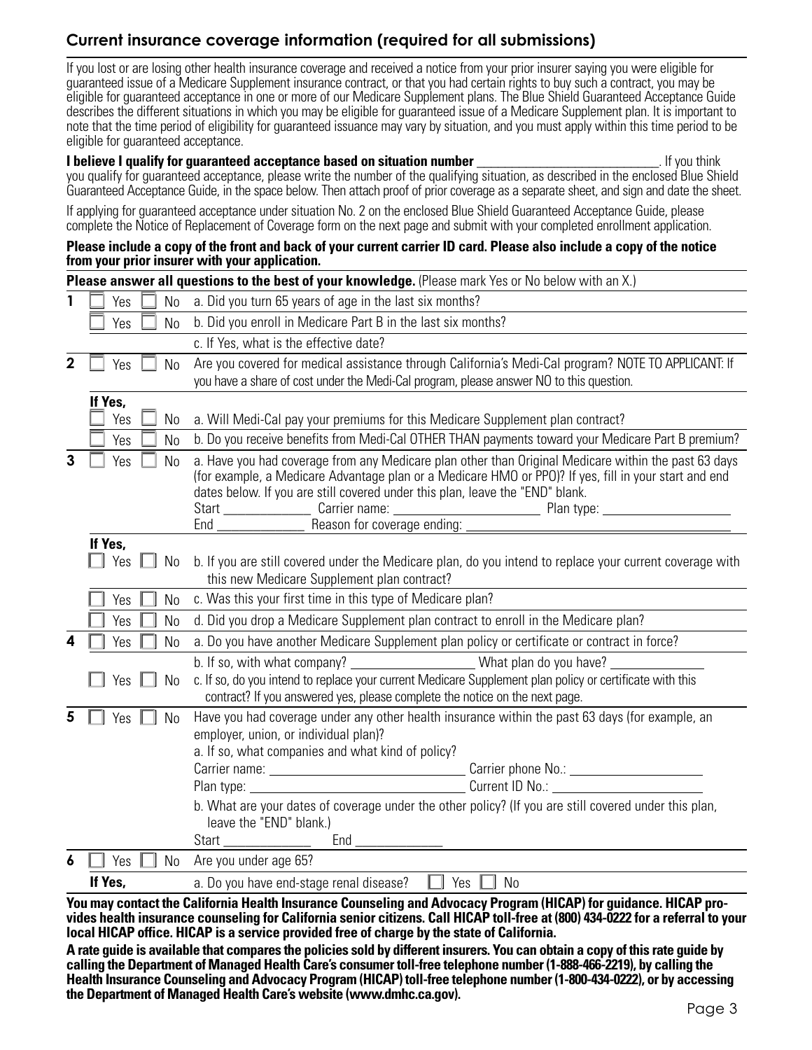## Current insurance coverage information (required for all submissions)

If you lost or are losing other health insurance coverage and received a notice from your prior insurer saying you were eligible for guaranteed issue of a Medicare Supplement insurance contract, or that you had certain rights to buy such a contract, you may be eligible for guaranteed acceptance in one or more of our Medicare Supplement plans. The Blue Shield Guaranteed Acceptance Guide describes the different situations in which you may be eligible for guaranteed issue of a Medicare Supplement plan. It is important to note that the time period of eligibility for guaranteed issuance may vary by situation, and you must apply within this time period to be eligible for guaranteed acceptance.

**I believe I qualify for guaranteed acceptance based on situation number** ____________________. If you think you qualify for guaranteed acceptance, please write the number of the qualifying situation, as described in the enclosed Blue Shield Guaranteed Acceptance Guide, in the space below. Then attach proof of prior coverage as a separate sheet, and sign and date the sheet.

If applying for guaranteed acceptance under situation No. 2 on the enclosed Blue Shield Guaranteed Acceptance Guide, please complete the Notice of Replacement of Coverage form on the next page and submit with your completed enrollment application.

**Please include a copy of the front and back of your current carrier ID card. Please also include a copy of the notice from your prior insurer with your application.**

**Please answer all questions to the best of your knowledge.** (Please mark Yes or No below with an X.)

**1**
- ☐ Yes ☐ No a. Did you turn 65 years of age in the last six months?
- ☐ Yes ☐ No b. Did you enroll in Medicare Part B in the last six months?
- c. If Yes, what is the effective date?

**2**
- ☐ Yes ☐ No Are you covered for medical assistance through California's Medi-Cal program? NOTE TO APPLICANT: If you have a share of cost under the Medi-Cal program, please answer NO to this question.

**If Yes,**
- ☐ Yes ☐ No a. Will Medi-Cal pay your premiums for this Medicare Supplement plan contract?
- ☐ Yes ☐ No b. Do you receive benefits from Medi-Cal OTHER THAN payments toward your Medicare Part B premium?

**3**
- ☐ Yes ☐ No a. Have you had coverage from any Medicare plan other than Original Medicare within the past 63 days (for example, a Medicare Advantage plan or a Medicare HMO or PPO)? If yes, fill in your start and end dates below. If you are still covered under this plan, leave the "END" blank.

  Start ____________ Carrier name: ____________________ Plan type: ________________

  End ____________ Reason for coverage ending: ____________________________________

**If Yes,**
- ☐ Yes ☐ No b. If you are still covered under the Medicare plan, do you intend to replace your current coverage with this new Medicare Supplement plan contract?
- ☐ Yes ☐ No c. Was this your first time in this type of Medicare plan?
- ☐ Yes ☐ No d. Did you drop a Medicare Supplement plan contract to enroll in the Medicare plan?

**4**
- ☐ Yes ☐ No a. Do you have another Medicare Supplement plan policy or certificate or contract in force?
- b. If so, with what company? ________________ What plan do you have? ____________
- ☐ Yes ☐ No c. If so, do you intend to replace your current Medicare Supplement plan policy or certificate with this contract? If you answered yes, please complete the notice on the next page.

**5**
- ☐ Yes ☐ No Have you had coverage under any other health insurance within the past 63 days (for example, an employer, union, or individual plan)?

  a. If so, what companies and what kind of policy?

  Carrier name: __________________________ Carrier phone No.: ____________________

  Plan type: __________________________ Current ID No.: ____________________

  b. What are your dates of coverage under the other policy? (If you are still covered under this plan, leave the "END" blank.)

  Start ____________ End ____________

**6**
- ☐ Yes ☐ No Are you under age 65?

**If Yes,** a. Do you have end-stage renal disease? ☐ Yes ☐ No

**You may contact the California Health Insurance Counseling and Advocacy Program (HICAP) for guidance. HICAP provides health insurance counseling for California senior citizens. Call HICAP toll-free at (800) 434-0222 for a referral to your local HICAP office. HICAP is a service provided free of charge by the state of California.**

**A rate guide is available that compares the policies sold by different insurers. You can obtain a copy of this rate guide by calling the Department of Managed Health Care's consumer toll-free telephone number (1-888-466-2219), by calling the Health Insurance Counseling and Advocacy Program (HICAP) toll-free telephone number (1-800-434-0222), or by accessing the Department of Managed Health Care's website (www.dmhc.ca.gov).**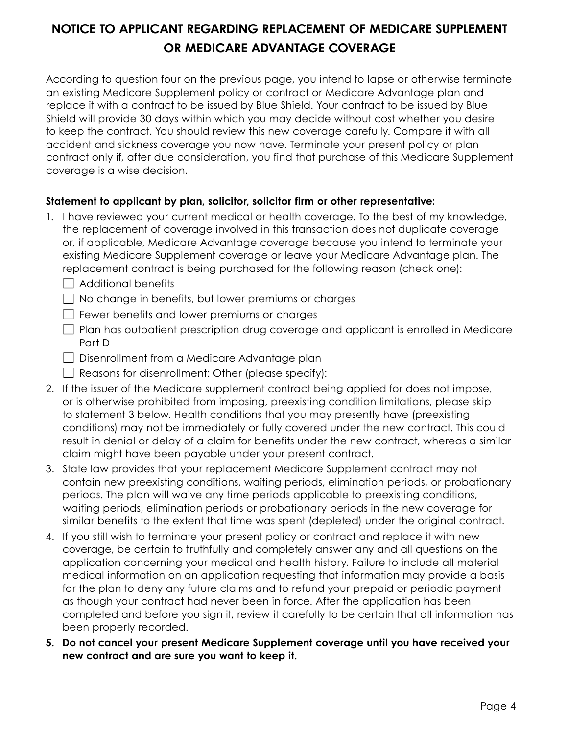# NOTICE TO APPLICANT REGARDING REPLACEMENT OF MEDICARE SUPPLEMENT OR MEDICARE ADVANTAGE COVERAGE

According to question four on the previous page, you intend to lapse or otherwise terminate an existing Medicare Supplement policy or contract or Medicare Advantage plan and replace it with a contract to be issued by Blue Shield. Your contract to be issued by Blue Shield will provide 30 days within which you may decide without cost whether you desire to keep the contract. You should review this new coverage carefully. Compare it with all accident and sickness coverage you now have. Terminate your present policy or plan contract only if, after due consideration, you find that purchase of this Medicare Supplement coverage is a wise decision.

**Statement to applicant by plan, solicitor, solicitor firm or other representative:**

1. I have reviewed your current medical or health coverage. To the best of my knowledge, the replacement of coverage involved in this transaction does not duplicate coverage or, if applicable, Medicare Advantage coverage because you intend to terminate your existing Medicare Supplement coverage or leave your Medicare Advantage plan. The replacement contract is being purchased for the following reason (check one):
   - ☐ Additional benefits
   - ☐ No change in benefits, but lower premiums or charges
   - ☐ Fewer benefits and lower premiums or charges
   - ☐ Plan has outpatient prescription drug coverage and applicant is enrolled in Medicare Part D
   - ☐ Disenrollment from a Medicare Advantage plan
   - ☐ Reasons for disenrollment: Other (please specify):
2. If the issuer of the Medicare supplement contract being applied for does not impose, or is otherwise prohibited from imposing, preexisting condition limitations, please skip to statement 3 below. Health conditions that you may presently have (preexisting conditions) may not be immediately or fully covered under the new contract. This could result in denial or delay of a claim for benefits under the new contract, whereas a similar claim might have been payable under your present contract.
3. State law provides that your replacement Medicare Supplement contract may not contain new preexisting conditions, waiting periods, elimination periods, or probationary periods. The plan will waive any time periods applicable to preexisting conditions, waiting periods, elimination periods or probationary periods in the new coverage for similar benefits to the extent that time was spent (depleted) under the original contract.
4. If you still wish to terminate your present policy or contract and replace it with new coverage, be certain to truthfully and completely answer any and all questions on the application concerning your medical and health history. Failure to include all material medical information on an application requesting that information may provide a basis for the plan to deny any future claims and to refund your prepaid or periodic payment as though your contract had never been in force. After the application has been completed and before you sign it, review it carefully to be certain that all information has been properly recorded.
5. **Do not cancel your present Medicare Supplement coverage until you have received your new contract and are sure you want to keep it.**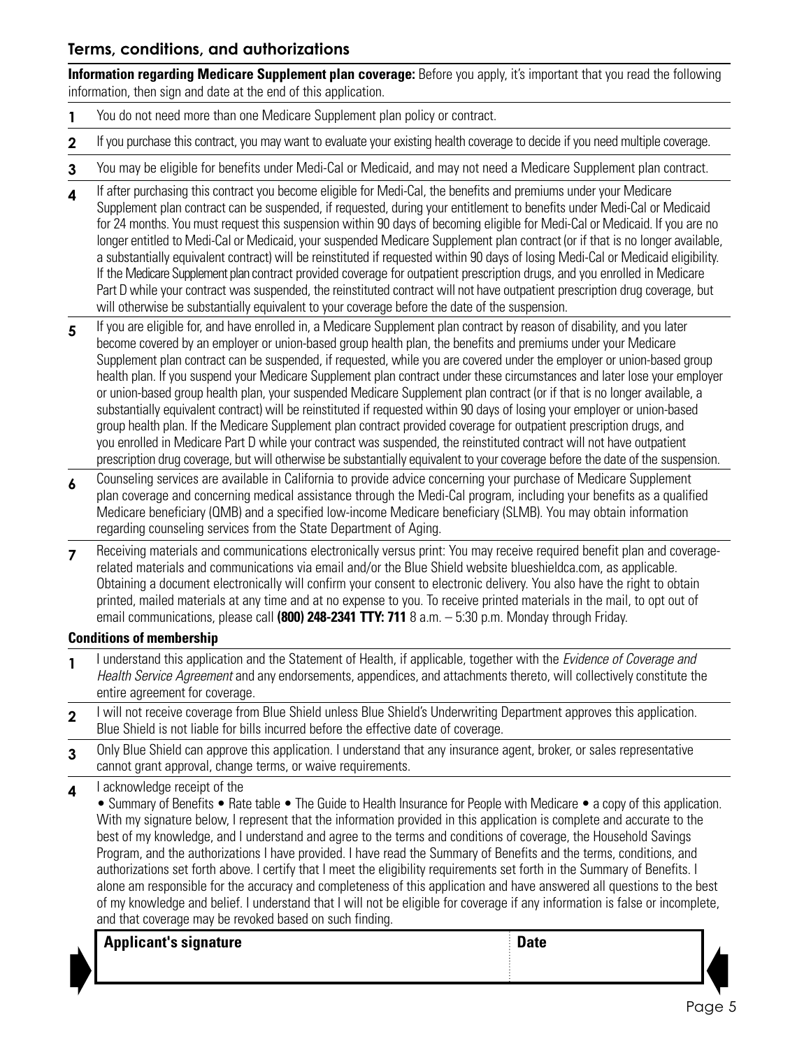## Terms, conditions, and authorizations

**Information regarding Medicare Supplement plan coverage:** Before you apply, it's important that you read the following information, then sign and date at the end of this application.

1. You do not need more than one Medicare Supplement plan policy or contract.
2. If you purchase this contract, you may want to evaluate your existing health coverage to decide if you need multiple coverage.
3. You may be eligible for benefits under Medi-Cal or Medicaid, and may not need a Medicare Supplement plan contract.
4. If after purchasing this contract you become eligible for Medi-Cal, the benefits and premiums under your Medicare Supplement plan contract can be suspended, if requested, during your entitlement to benefits under Medi-Cal or Medicaid for 24 months. You must request this suspension within 90 days of becoming eligible for Medi-Cal or Medicaid. If you are no longer entitled to Medi-Cal or Medicaid, your suspended Medicare Supplement plan contract (or if that is no longer available, a substantially equivalent contract) will be reinstituted if requested within 90 days of losing Medi-Cal or Medicaid eligibility. If the Medicare Supplement plan contract provided coverage for outpatient prescription drugs, and you enrolled in Medicare Part D while your contract was suspended, the reinstituted contract will not have outpatient prescription drug coverage, but will otherwise be substantially equivalent to your coverage before the date of the suspension.
5. If you are eligible for, and have enrolled in, a Medicare Supplement plan contract by reason of disability, and you later become covered by an employer or union-based group health plan, the benefits and premiums under your Medicare Supplement plan contract can be suspended, if requested, while you are covered under the employer or union-based group health plan. If you suspend your Medicare Supplement plan contract under these circumstances and later lose your employer or union-based group health plan, your suspended Medicare Supplement plan contract (or if that is no longer available, a substantially equivalent contract) will be reinstituted if requested within 90 days of losing your employer or union-based group health plan. If the Medicare Supplement plan contract provided coverage for outpatient prescription drugs, and you enrolled in Medicare Part D while your contract was suspended, the reinstituted contract will not have outpatient prescription drug coverage, but will otherwise be substantially equivalent to your coverage before the date of the suspension.
6. Counseling services are available in California to provide advice concerning your purchase of Medicare Supplement plan coverage and concerning medical assistance through the Medi-Cal program, including your benefits as a qualified Medicare beneficiary (QMB) and a specified low-income Medicare beneficiary (SLMB). You may obtain information regarding counseling services from the State Department of Aging.
7. Receiving materials and communications electronically versus print: You may receive required benefit plan and coverage-related materials and communications via email and/or the Blue Shield website blueshieldca.com, as applicable. Obtaining a document electronically will confirm your consent to electronic delivery. You also have the right to obtain printed, mailed materials at any time and at no expense to you. To receive printed materials in the mail, to opt out of email communications, please call **(800) 248-2341 TTY: 711** 8 a.m. – 5:30 p.m. Monday through Friday.

### Conditions of membership

1. I understand this application and the Statement of Health, if applicable, together with the *Evidence of Coverage and Health Service Agreement* and any endorsements, appendices, and attachments thereto, will collectively constitute the entire agreement for coverage.
2. I will not receive coverage from Blue Shield unless Blue Shield's Underwriting Department approves this application. Blue Shield is not liable for bills incurred before the effective date of coverage.
3. Only Blue Shield can approve this application. I understand that any insurance agent, broker, or sales representative cannot grant approval, change terms, or waive requirements.
4. I acknowledge receipt of the
   • Summary of Benefits • Rate table • The Guide to Health Insurance for People with Medicare • a copy of this application. With my signature below, I represent that the information provided in this application is complete and accurate to the best of my knowledge, and I understand and agree to the terms and conditions of coverage, the Household Savings Program, and the authorizations I have provided. I have read the Summary of Benefits and the terms, conditions, and authorizations set forth above. I certify that I meet the eligibility requirements set forth in the Summary of Benefits. I alone am responsible for the accuracy and completeness of this application and have answered all questions to the best of my knowledge and belief. I understand that I will not be eligible for coverage if any information is false or incomplete, and that coverage may be revoked based on such finding.

| **Applicant's signature** | **Date** |
| --- | --- |
| | |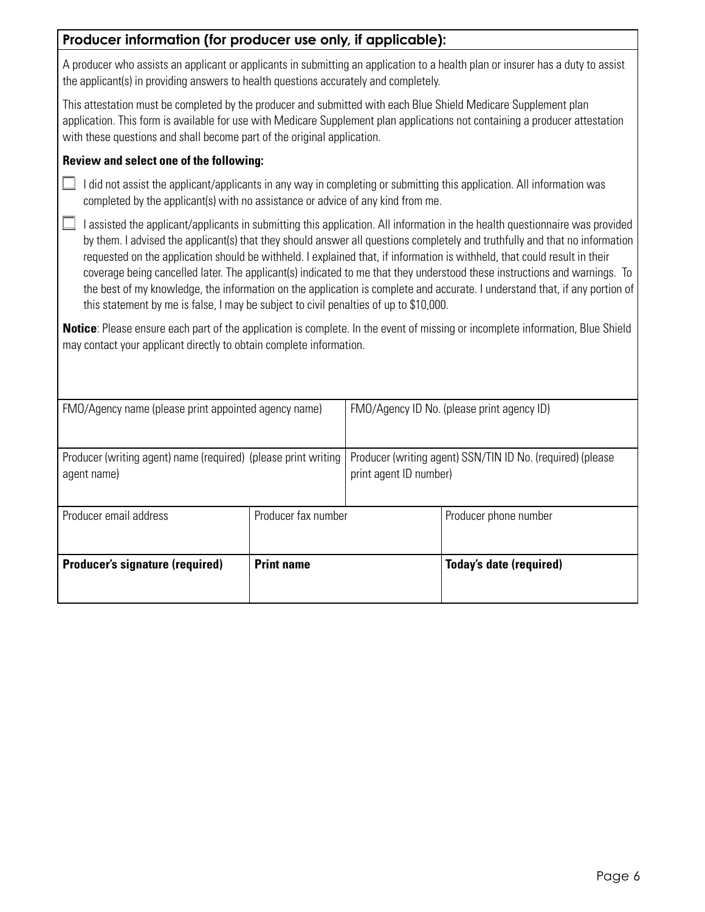## Producer information (for producer use only, if applicable):

A producer who assists an applicant or applicants in submitting an application to a health plan or insurer has a duty to assist the applicant(s) in providing answers to health questions accurately and completely.

This attestation must be completed by the producer and submitted with each Blue Shield Medicare Supplement plan application. This form is available for use with Medicare Supplement plan applications not containing a producer attestation with these questions and shall become part of the original application.

**Review and select one of the following:**

- ☐ I did not assist the applicant/applicants in any way in completing or submitting this application. All information was completed by the applicant(s) with no assistance or advice of any kind from me.
- ☐ I assisted the applicant/applicants in submitting this application. All information in the health questionnaire was provided by them. I advised the applicant(s) that they should answer all questions completely and truthfully and that no information requested on the application should be withheld. I explained that, if information is withheld, that could result in their coverage being cancelled later. The applicant(s) indicated to me that they understood these instructions and warnings. To the best of my knowledge, the information on the application is complete and accurate. I understand that, if any portion of this statement by me is false, I may be subject to civil penalties of up to $10,000.

**Notice**: Please ensure each part of the application is complete. In the event of missing or incomplete information, Blue Shield may contact your applicant directly to obtain complete information.

| FMO/Agency name (please print appointed agency name) | | FMO/Agency ID No. (please print agency ID) |
|---|---|---|
| Producer (writing agent) name (required) (please print writing agent name) | | Producer (writing agent) SSN/TIN ID No. (required) (please print agent ID number) |
| Producer email address | Producer fax number | Producer phone number |
| **Producer's signature (required)** | **Print name** | **Today's date (required)** |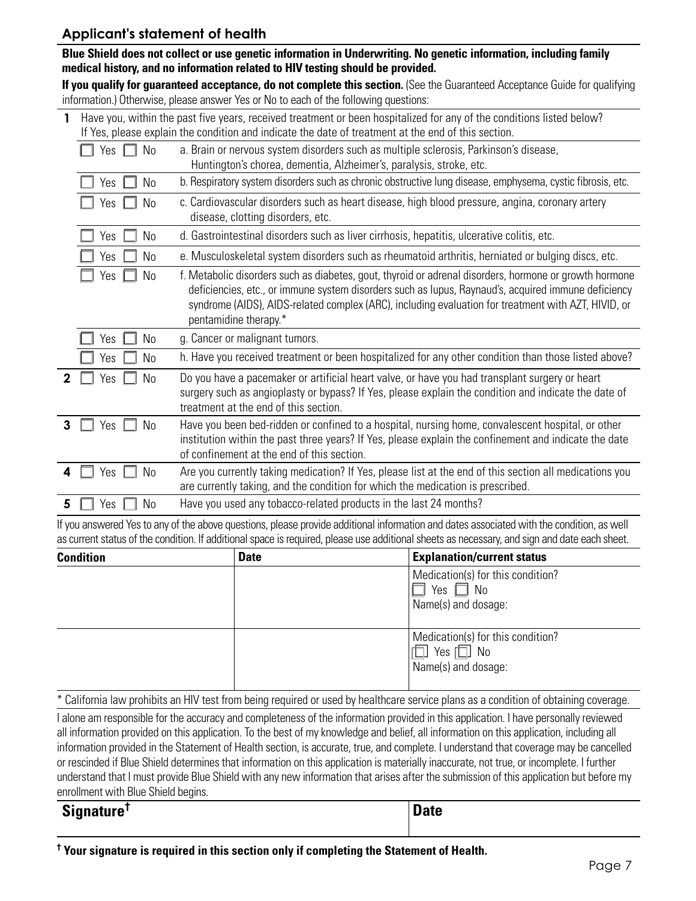## Applicant's statement of health

**Blue Shield does not collect or use genetic information in Underwriting. No genetic information, including family medical history, and no information related to HIV testing should be provided.**

**If you qualify for guaranteed acceptance, do not complete this section.** (See the Guaranteed Acceptance Guide for qualifying information.) Otherwise, please answer Yes or No to each of the following questions:

**1** Have you, within the past five years, received treatment or been hospitalized for any of the conditions listed below? If Yes, please explain the condition and indicate the date of treatment at the end of this section.

| | |
|---|---|
| ☐ Yes ☐ No | a. Brain or nervous system disorders such as multiple sclerosis, Parkinson's disease, Huntington's chorea, dementia, Alzheimer's, paralysis, stroke, etc. |
| ☐ Yes ☐ No | b. Respiratory system disorders such as chronic obstructive lung disease, emphysema, cystic fibrosis, etc. |
| ☐ Yes ☐ No | c. Cardiovascular disorders such as heart disease, high blood pressure, angina, coronary artery disease, clotting disorders, etc. |
| ☐ Yes ☐ No | d. Gastrointestinal disorders such as liver cirrhosis, hepatitis, ulcerative colitis, etc. |
| ☐ Yes ☐ No | e. Musculoskeletal system disorders such as rheumatoid arthritis, herniated or bulging discs, etc. |
| ☐ Yes ☐ No | f. Metabolic disorders such as diabetes, gout, thyroid or adrenal disorders, hormone or growth hormone deficiencies, etc., or immune system disorders such as lupus, Raynaud's, acquired immune deficiency syndrome (AIDS), AIDS-related complex (ARC), including evaluation for treatment with AZT, HIVID, or pentamidine therapy.* |
| ☐ Yes ☐ No | g. Cancer or malignant tumors. |
| ☐ Yes ☐ No | h. Have you received treatment or been hospitalized for any other condition than those listed above? |

**2** ☐ Yes ☐ No Do you have a pacemaker or artificial heart valve, or have you had transplant surgery or heart surgery such as angioplasty or bypass? If Yes, please explain the condition and indicate the date of treatment at the end of this section.

**3** ☐ Yes ☐ No Have you been bed-ridden or confined to a hospital, nursing home, convalescent hospital, or other institution within the past three years? If Yes, please explain the confinement and indicate the date of confinement at the end of this section.

**4** ☐ Yes ☐ No Are you currently taking medication? If Yes, please list at the end of this section all medications you are currently taking, and the condition for which the medication is prescribed.

**5** ☐ Yes ☐ No Have you used any tobacco-related products in the last 24 months?

If you answered Yes to any of the above questions, please provide additional information and dates associated with the condition, as well as current status of the condition. If additional space is required, please use additional sheets as necessary, and sign and date each sheet.

| Condition | Date | Explanation/current status |
|---|---|---|
| | | Medication(s) for this condition? ☐ Yes ☐ No Name(s) and dosage: |
| | | Medication(s) for this condition? ☐ Yes ☐ No Name(s) and dosage: |

* California law prohibits an HIV test from being required or used by healthcare service plans as a condition of obtaining coverage.

I alone am responsible for the accuracy and completeness of the information provided in this application. I have personally reviewed all information provided on this application. To the best of my knowledge and belief, all information on this application, including all information provided in the Statement of Health section, is accurate, true, and complete. I understand that coverage may be cancelled or rescinded if Blue Shield determines that information on this application is materially inaccurate, not true, or incomplete. I further understand that I must provide Blue Shield with any new information that arises after the submission of this application but before my enrollment with Blue Shield begins.

| Signature† | Date |
|---|---|
| | |

**† Your signature is required in this section only if completing the Statement of Health.**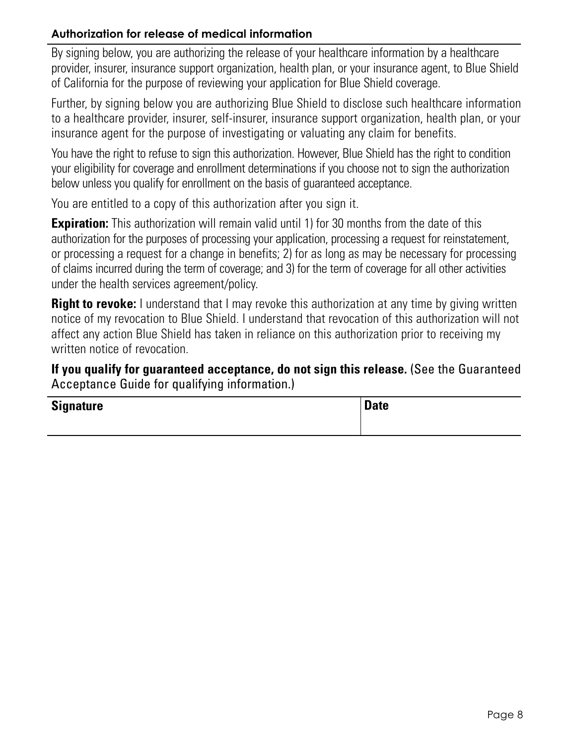### Authorization for release of medical information

By signing below, you are authorizing the release of your healthcare information by a healthcare provider, insurer, insurance support organization, health plan, or your insurance agent, to Blue Shield of California for the purpose of reviewing your application for Blue Shield coverage.

Further, by signing below you are authorizing Blue Shield to disclose such healthcare information to a healthcare provider, insurer, self-insurer, insurance support organization, health plan, or your insurance agent for the purpose of investigating or valuating any claim for benefits.

You have the right to refuse to sign this authorization. However, Blue Shield has the right to condition your eligibility for coverage and enrollment determinations if you choose not to sign the authorization below unless you qualify for enrollment on the basis of guaranteed acceptance.

You are entitled to a copy of this authorization after you sign it.

**Expiration:** This authorization will remain valid until 1) for 30 months from the date of this authorization for the purposes of processing your application, processing a request for reinstatement, or processing a request for a change in benefits; 2) for as long as may be necessary for processing of claims incurred during the term of coverage; and 3) for the term of coverage for all other activities under the health services agreement/policy.

**Right to revoke:** I understand that I may revoke this authorization at any time by giving written notice of my revocation to Blue Shield. I understand that revocation of this authorization will not affect any action Blue Shield has taken in reliance on this authorization prior to receiving my written notice of revocation.

**If you qualify for guaranteed acceptance, do not sign this release.** (See the Guaranteed Acceptance Guide for qualifying information.)

| Signature | Date |
|---|---|
| | |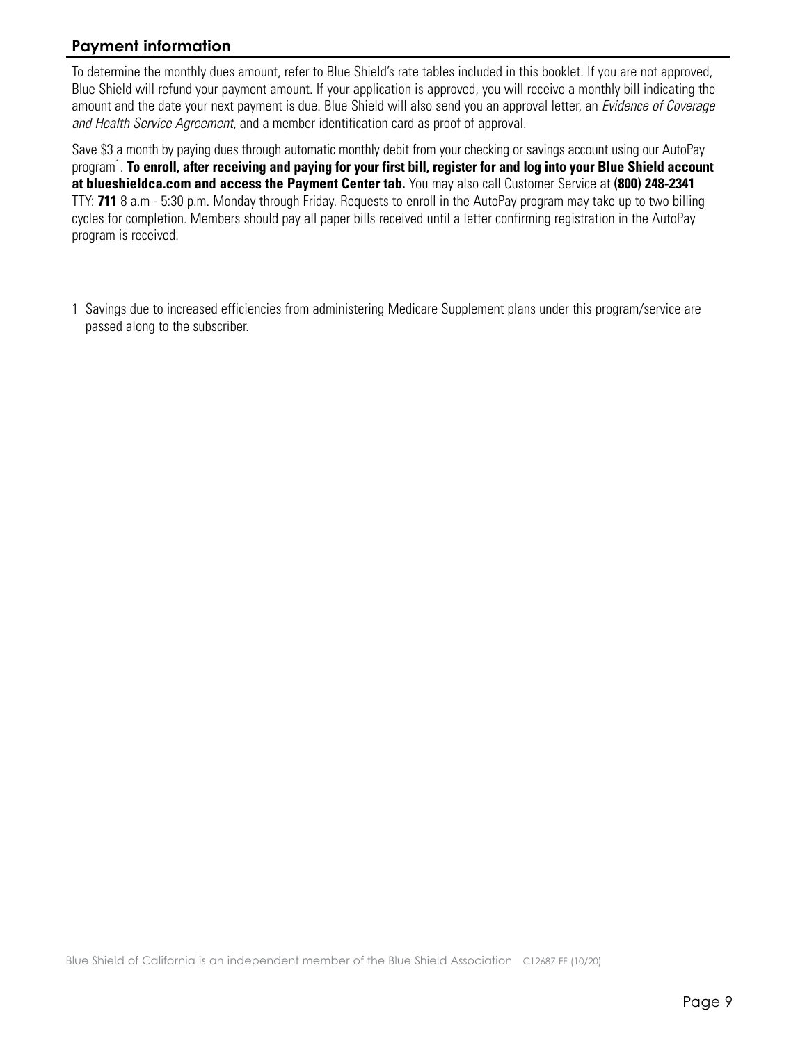## Payment information

To determine the monthly dues amount, refer to Blue Shield's rate tables included in this booklet. If you are not approved, Blue Shield will refund your payment amount. If your application is approved, you will receive a monthly bill indicating the amount and the date your next payment is due. Blue Shield will also send you an approval letter, an *Evidence of Coverage and Health Service Agreement*, and a member identification card as proof of approval.

Save $3 a month by paying dues through automatic monthly debit from your checking or savings account using our AutoPay program[1]. **To enroll, after receiving and paying for your first bill, register for and log into your Blue Shield account at blueshieldca.com and access the Payment Center tab.** You may also call Customer Service at **(800) 248-2341** TTY: **711** 8 a.m - 5:30 p.m. Monday through Friday. Requests to enroll in the AutoPay program may take up to two billing cycles for completion. Members should pay all paper bills received until a letter confirming registration in the AutoPay program is received.

1 Savings due to increased efficiencies from administering Medicare Supplement plans under this program/service are passed along to the subscriber.

Blue Shield of California is an independent member of the Blue Shield Association C12687-FF (10/20)